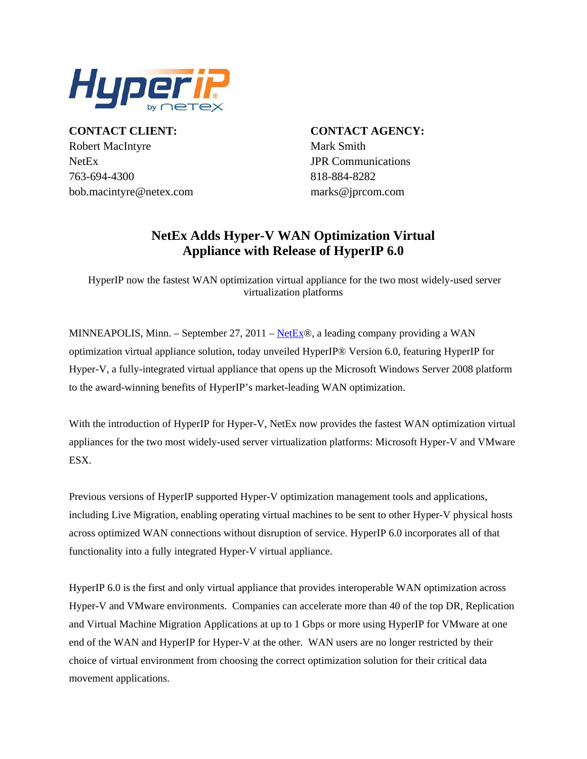**CONTACT CLIENT:**
Robert MacIntyre
NetEx
763-694-4300
bob.macintyre@netex.com

**CONTACT AGENCY:**
Mark Smith
JPR Communications
818-884-8282
marks@jprcom.com

# NetEx Adds Hyper-V WAN Optimization Virtual Appliance with Release of HyperIP 6.0

HyperIP now the fastest WAN optimization virtual appliance for the two most widely-used server virtualization platforms

MINNEAPOLIS, Minn. – September 27, 2011 – NetEx®, a leading company providing a WAN optimization virtual appliance solution, today unveiled HyperIP® Version 6.0, featuring HyperIP for Hyper-V, a fully-integrated virtual appliance that opens up the Microsoft Windows Server 2008 platform to the award-winning benefits of HyperIP's market-leading WAN optimization.

With the introduction of HyperIP for Hyper-V, NetEx now provides the fastest WAN optimization virtual appliances for the two most widely-used server virtualization platforms: Microsoft Hyper-V and VMware ESX.

Previous versions of HyperIP supported Hyper-V optimization management tools and applications, including Live Migration, enabling operating virtual machines to be sent to other Hyper-V physical hosts across optimized WAN connections without disruption of service. HyperIP 6.0 incorporates all of that functionality into a fully integrated Hyper-V virtual appliance.

HyperIP 6.0 is the first and only virtual appliance that provides interoperable WAN optimization across Hyper-V and VMware environments. Companies can accelerate more than 40 of the top DR, Replication and Virtual Machine Migration Applications at up to 1 Gbps or more using HyperIP for VMware at one end of the WAN and HyperIP for Hyper-V at the other. WAN users are no longer restricted by their choice of virtual environment from choosing the correct optimization solution for their critical data movement applications.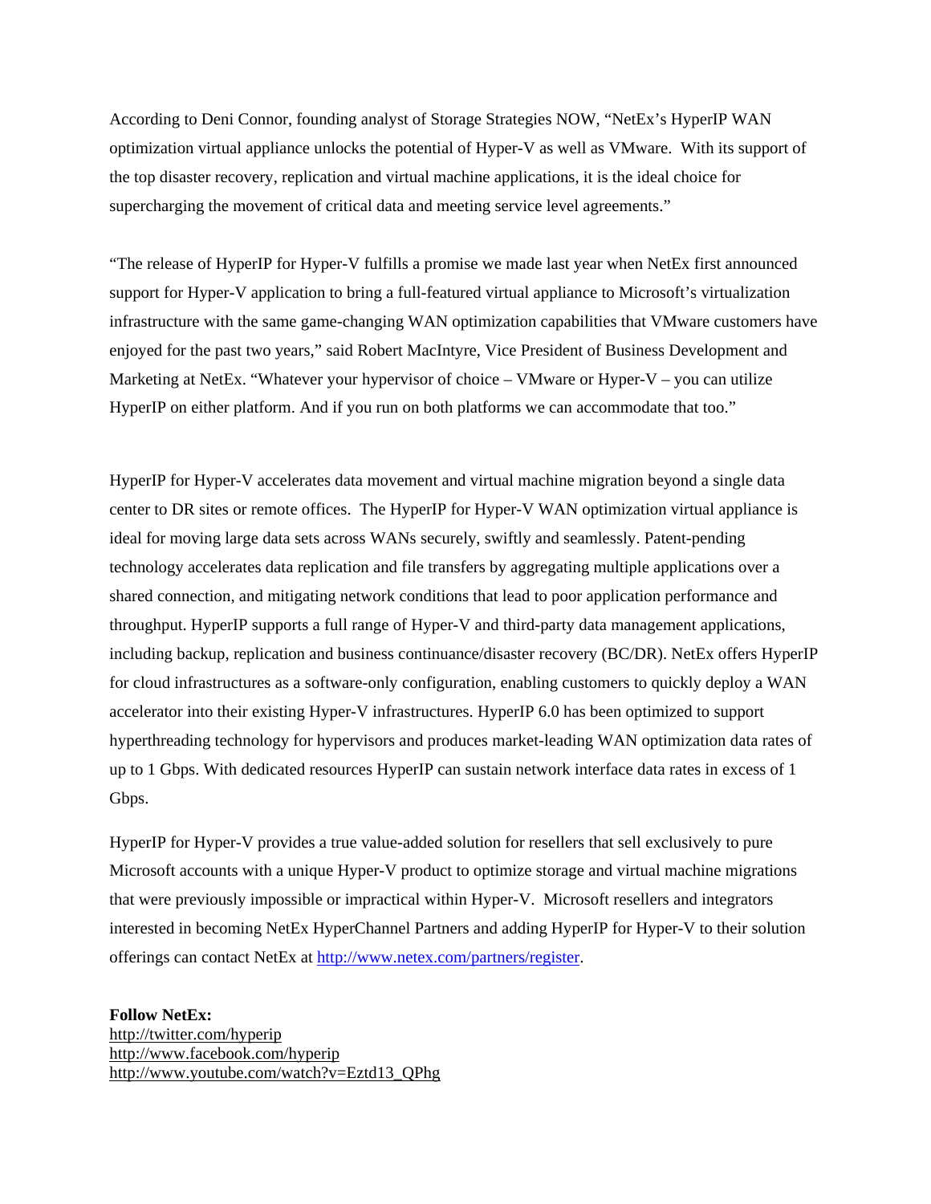According to Deni Connor, founding analyst of Storage Strategies NOW, "NetEx's HyperIP WAN optimization virtual appliance unlocks the potential of Hyper-V as well as VMware. With its support of the top disaster recovery, replication and virtual machine applications, it is the ideal choice for supercharging the movement of critical data and meeting service level agreements."

"The release of HyperIP for Hyper-V fulfills a promise we made last year when NetEx first announced support for Hyper-V application to bring a full-featured virtual appliance to Microsoft's virtualization infrastructure with the same game-changing WAN optimization capabilities that VMware customers have enjoyed for the past two years," said Robert MacIntyre, Vice President of Business Development and Marketing at NetEx. "Whatever your hypervisor of choice – VMware or Hyper-V – you can utilize HyperIP on either platform. And if you run on both platforms we can accommodate that too."

HyperIP for Hyper-V accelerates data movement and virtual machine migration beyond a single data center to DR sites or remote offices. The HyperIP for Hyper-V WAN optimization virtual appliance is ideal for moving large data sets across WANs securely, swiftly and seamlessly. Patent-pending technology accelerates data replication and file transfers by aggregating multiple applications over a shared connection, and mitigating network conditions that lead to poor application performance and throughput. HyperIP supports a full range of Hyper-V and third-party data management applications, including backup, replication and business continuance/disaster recovery (BC/DR). NetEx offers HyperIP for cloud infrastructures as a software-only configuration, enabling customers to quickly deploy a WAN accelerator into their existing Hyper-V infrastructures. HyperIP 6.0 has been optimized to support hyperthreading technology for hypervisors and produces market-leading WAN optimization data rates of up to 1 Gbps. With dedicated resources HyperIP can sustain network interface data rates in excess of 1 Gbps.

HyperIP for Hyper-V provides a true value-added solution for resellers that sell exclusively to pure Microsoft accounts with a unique Hyper-V product to optimize storage and virtual machine migrations that were previously impossible or impractical within Hyper-V. Microsoft resellers and integrators interested in becoming NetEx HyperChannel Partners and adding HyperIP for Hyper-V to their solution offerings can contact NetEx at http://www.netex.com/partners/register.

**Follow NetEx:**
http://twitter.com/hyperip
http://www.facebook.com/hyperip
http://www.youtube.com/watch?v=Eztd13_QPhg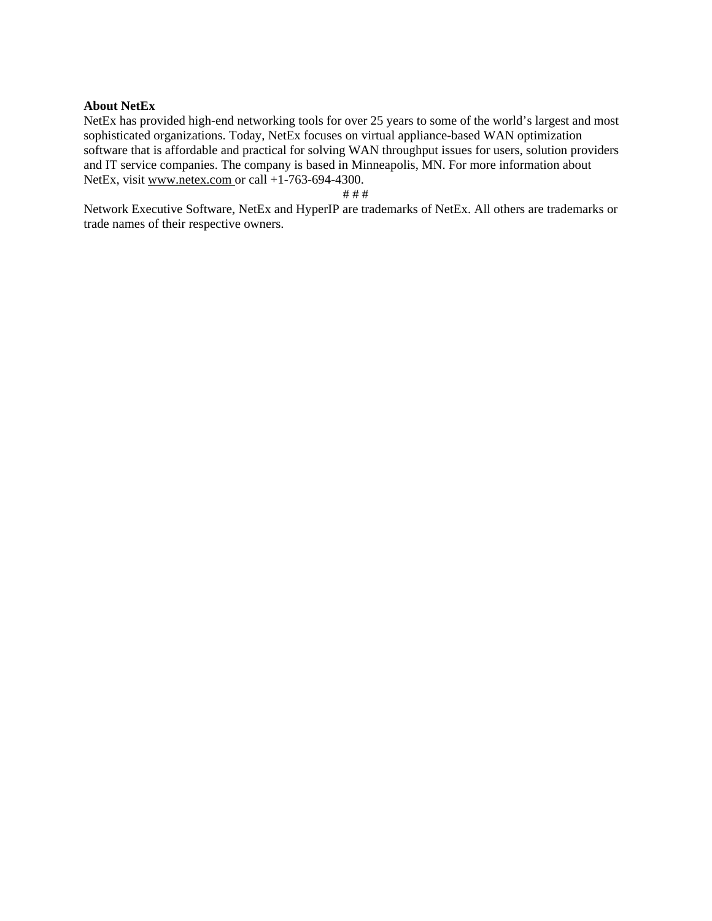**About NetEx**

NetEx has provided high-end networking tools for over 25 years to some of the world's largest and most sophisticated organizations. Today, NetEx focuses on virtual appliance-based WAN optimization software that is affordable and practical for solving WAN throughput issues for users, solution providers and IT service companies. The company is based in Minneapolis, MN. For more information about NetEx, visit www.netex.com or call +1-763-694-4300.

# # #

Network Executive Software, NetEx and HyperIP are trademarks of NetEx. All others are trademarks or trade names of their respective owners.